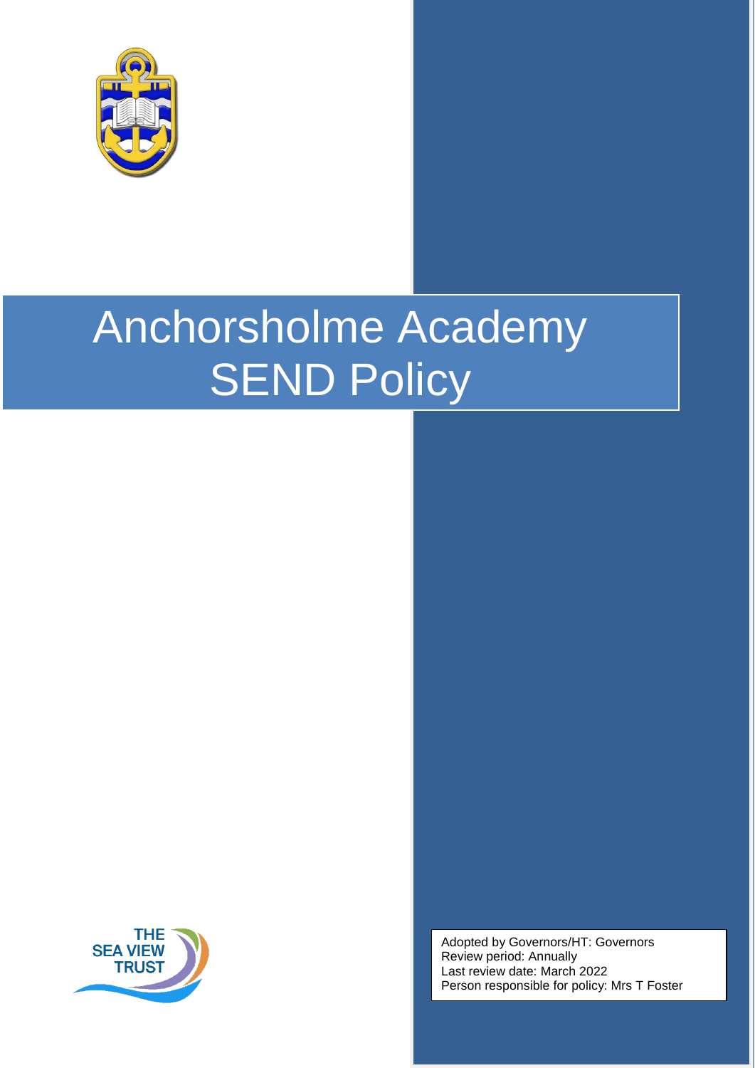# Anchorsholme Academy SEND Policy

THE SEA VIEW TRUST

Adopted by Governors/HT: Governors
Review period: Annually
Last review date: March 2022
Person responsible for policy: Mrs T Foster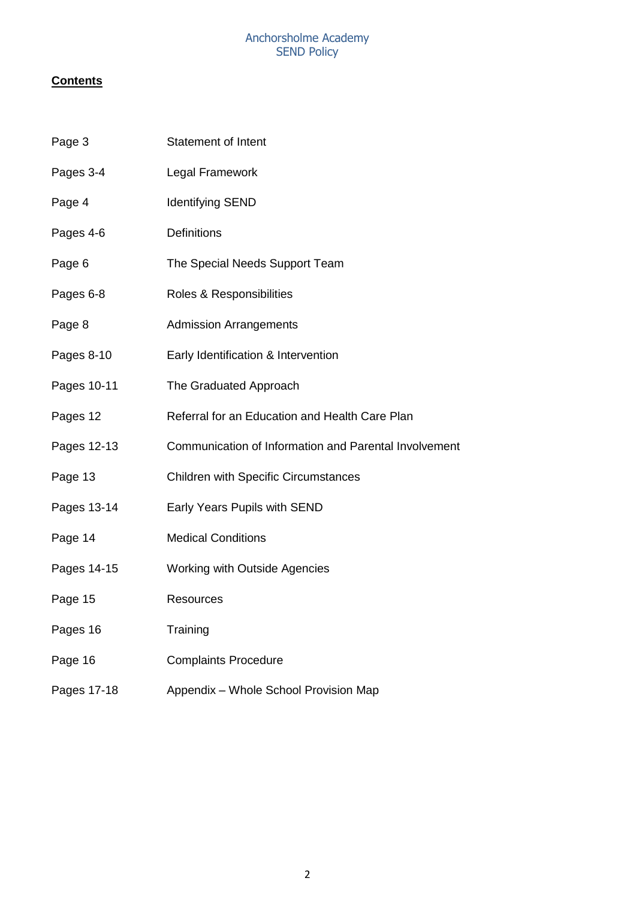**Contents**

| | |
|---|---|
| Page 3 | Statement of Intent |
| Pages 3-4 | Legal Framework |
| Page 4 | Identifying SEND |
| Pages 4-6 | Definitions |
| Page 6 | The Special Needs Support Team |
| Pages 6-8 | Roles & Responsibilities |
| Page 8 | Admission Arrangements |
| Pages 8-10 | Early Identification & Intervention |
| Pages 10-11 | The Graduated Approach |
| Pages 12 | Referral for an Education and Health Care Plan |
| Pages 12-13 | Communication of Information and Parental Involvement |
| Page 13 | Children with Specific Circumstances |
| Pages 13-14 | Early Years Pupils with SEND |
| Page 14 | Medical Conditions |
| Pages 14-15 | Working with Outside Agencies |
| Page 15 | Resources |
| Pages 16 | Training |
| Page 16 | Complaints Procedure |
| Pages 17-18 | Appendix – Whole School Provision Map |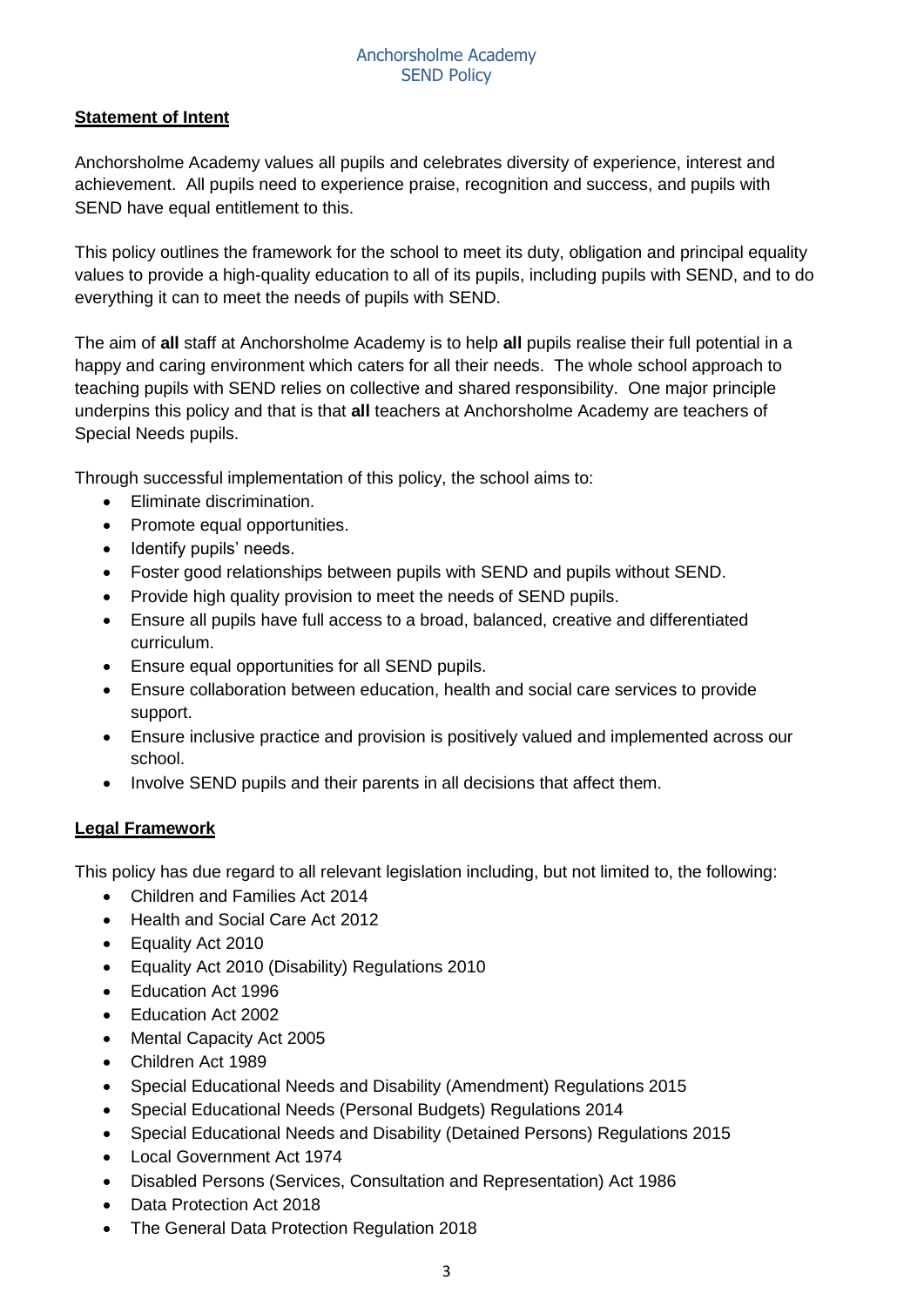## Statement of Intent

Anchorsholme Academy values all pupils and celebrates diversity of experience, interest and achievement. All pupils need to experience praise, recognition and success, and pupils with SEND have equal entitlement to this.

This policy outlines the framework for the school to meet its duty, obligation and principal equality values to provide a high-quality education to all of its pupils, including pupils with SEND, and to do everything it can to meet the needs of pupils with SEND.

The aim of **all** staff at Anchorsholme Academy is to help **all** pupils realise their full potential in a happy and caring environment which caters for all their needs. The whole school approach to teaching pupils with SEND relies on collective and shared responsibility. One major principle underpins this policy and that is that **all** teachers at Anchorsholme Academy are teachers of Special Needs pupils.

Through successful implementation of this policy, the school aims to:

- Eliminate discrimination.
- Promote equal opportunities.
- Identify pupils' needs.
- Foster good relationships between pupils with SEND and pupils without SEND.
- Provide high quality provision to meet the needs of SEND pupils.
- Ensure all pupils have full access to a broad, balanced, creative and differentiated curriculum.
- Ensure equal opportunities for all SEND pupils.
- Ensure collaboration between education, health and social care services to provide support.
- Ensure inclusive practice and provision is positively valued and implemented across our school.
- Involve SEND pupils and their parents in all decisions that affect them.

## Legal Framework

This policy has due regard to all relevant legislation including, but not limited to, the following:

- Children and Families Act 2014
- Health and Social Care Act 2012
- Equality Act 2010
- Equality Act 2010 (Disability) Regulations 2010
- Education Act 1996
- Education Act 2002
- Mental Capacity Act 2005
- Children Act 1989
- Special Educational Needs and Disability (Amendment) Regulations 2015
- Special Educational Needs (Personal Budgets) Regulations 2014
- Special Educational Needs and Disability (Detained Persons) Regulations 2015
- Local Government Act 1974
- Disabled Persons (Services, Consultation and Representation) Act 1986
- Data Protection Act 2018
- The General Data Protection Regulation 2018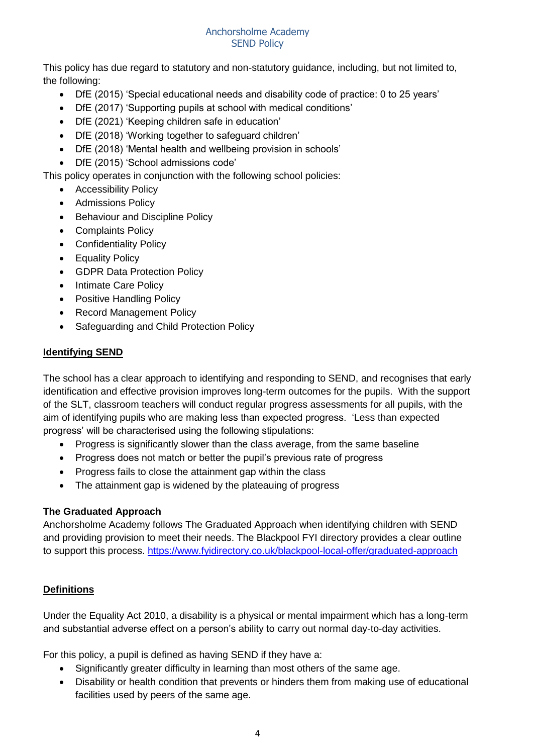This policy has due regard to statutory and non-statutory guidance, including, but not limited to, the following:

- DfE (2015) 'Special educational needs and disability code of practice: 0 to 25 years'
- DfE (2017) 'Supporting pupils at school with medical conditions'
- DfE (2021) 'Keeping children safe in education'
- DfE (2018) 'Working together to safeguard children'
- DfE (2018) 'Mental health and wellbeing provision in schools'
- DfE (2015) 'School admissions code'

This policy operates in conjunction with the following school policies:

- Accessibility Policy
- Admissions Policy
- Behaviour and Discipline Policy
- Complaints Policy
- Confidentiality Policy
- Equality Policy
- GDPR Data Protection Policy
- Intimate Care Policy
- Positive Handling Policy
- Record Management Policy
- Safeguarding and Child Protection Policy

## Identifying SEND

The school has a clear approach to identifying and responding to SEND, and recognises that early identification and effective provision improves long-term outcomes for the pupils. With the support of the SLT, classroom teachers will conduct regular progress assessments for all pupils, with the aim of identifying pupils who are making less than expected progress. 'Less than expected progress' will be characterised using the following stipulations:

- Progress is significantly slower than the class average, from the same baseline
- Progress does not match or better the pupil's previous rate of progress
- Progress fails to close the attainment gap within the class
- The attainment gap is widened by the plateauing of progress

### The Graduated Approach

Anchorsholme Academy follows The Graduated Approach when identifying children with SEND and providing provision to meet their needs. The Blackpool FYI directory provides a clear outline to support this process. https://www.fyidirectory.co.uk/blackpool-local-offer/graduated-approach

## Definitions

Under the Equality Act 2010, a disability is a physical or mental impairment which has a long-term and substantial adverse effect on a person's ability to carry out normal day-to-day activities.

For this policy, a pupil is defined as having SEND if they have a:

- Significantly greater difficulty in learning than most others of the same age.
- Disability or health condition that prevents or hinders them from making use of educational facilities used by peers of the same age.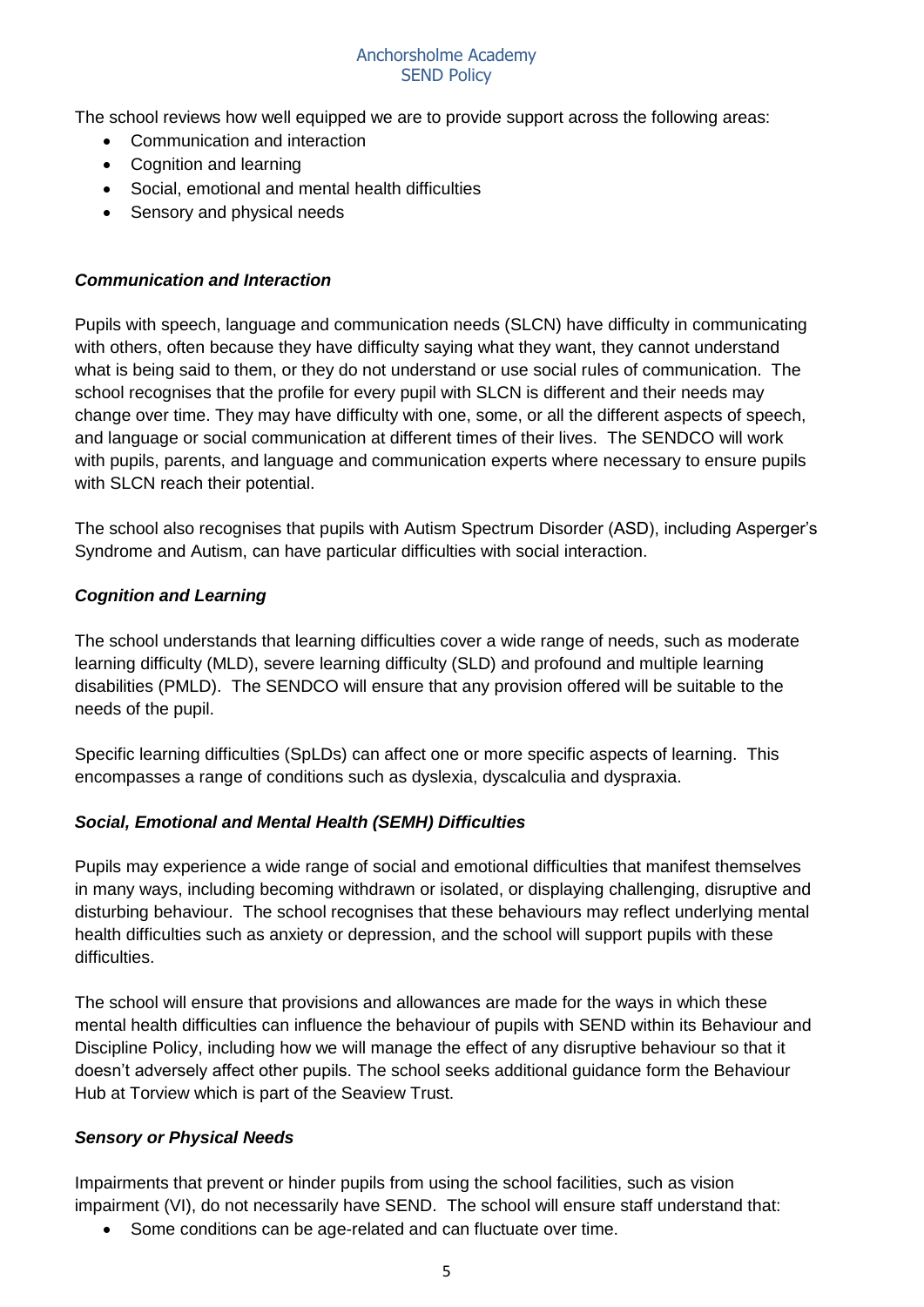The school reviews how well equipped we are to provide support across the following areas:

- Communication and interaction
- Cognition and learning
- Social, emotional and mental health difficulties
- Sensory and physical needs

***Communication and Interaction***

Pupils with speech, language and communication needs (SLCN) have difficulty in communicating with others, often because they have difficulty saying what they want, they cannot understand what is being said to them, or they do not understand or use social rules of communication. The school recognises that the profile for every pupil with SLCN is different and their needs may change over time. They may have difficulty with one, some, or all the different aspects of speech, and language or social communication at different times of their lives. The SENDCO will work with pupils, parents, and language and communication experts where necessary to ensure pupils with SLCN reach their potential.

The school also recognises that pupils with Autism Spectrum Disorder (ASD), including Asperger's Syndrome and Autism, can have particular difficulties with social interaction.

***Cognition and Learning***

The school understands that learning difficulties cover a wide range of needs, such as moderate learning difficulty (MLD), severe learning difficulty (SLD) and profound and multiple learning disabilities (PMLD). The SENDCO will ensure that any provision offered will be suitable to the needs of the pupil.

Specific learning difficulties (SpLDs) can affect one or more specific aspects of learning. This encompasses a range of conditions such as dyslexia, dyscalculia and dyspraxia.

***Social, Emotional and Mental Health (SEMH) Difficulties***

Pupils may experience a wide range of social and emotional difficulties that manifest themselves in many ways, including becoming withdrawn or isolated, or displaying challenging, disruptive and disturbing behaviour. The school recognises that these behaviours may reflect underlying mental health difficulties such as anxiety or depression, and the school will support pupils with these difficulties.

The school will ensure that provisions and allowances are made for the ways in which these mental health difficulties can influence the behaviour of pupils with SEND within its Behaviour and Discipline Policy, including how we will manage the effect of any disruptive behaviour so that it doesn't adversely affect other pupils. The school seeks additional guidance form the Behaviour Hub at Torview which is part of the Seaview Trust.

***Sensory or Physical Needs***

Impairments that prevent or hinder pupils from using the school facilities, such as vision impairment (VI), do not necessarily have SEND. The school will ensure staff understand that:

- Some conditions can be age-related and can fluctuate over time.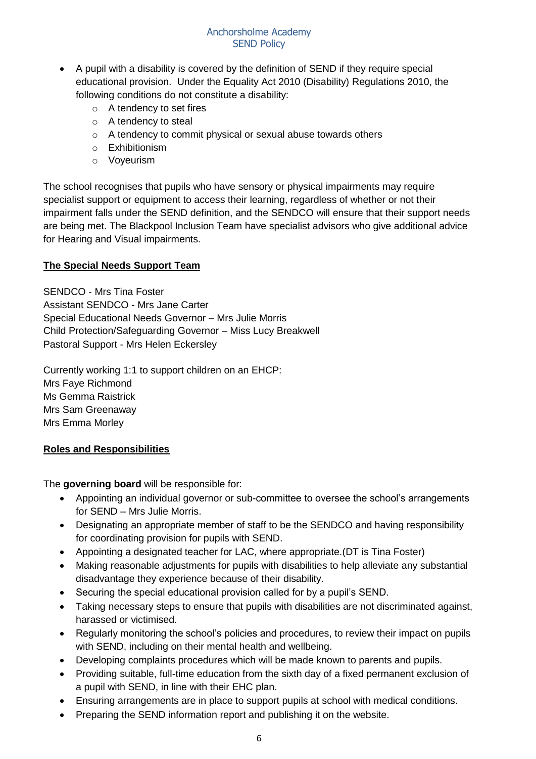- A pupil with a disability is covered by the definition of SEND if they require special educational provision. Under the Equality Act 2010 (Disability) Regulations 2010, the following conditions do not constitute a disability:
    - A tendency to set fires
    - A tendency to steal
    - A tendency to commit physical or sexual abuse towards others
    - Exhibitionism
    - Voyeurism

The school recognises that pupils who have sensory or physical impairments may require specialist support or equipment to access their learning, regardless of whether or not their impairment falls under the SEND definition, and the SENDCO will ensure that their support needs are being met. The Blackpool Inclusion Team have specialist advisors who give additional advice for Hearing and Visual impairments.

## The Special Needs Support Team

SENDCO - Mrs Tina Foster
Assistant SENDCO - Mrs Jane Carter
Special Educational Needs Governor – Mrs Julie Morris
Child Protection/Safeguarding Governor – Miss Lucy Breakwell
Pastoral Support - Mrs Helen Eckersley

Currently working 1:1 to support children on an EHCP:
Mrs Faye Richmond
Ms Gemma Raistrick
Mrs Sam Greenaway
Mrs Emma Morley

## Roles and Responsibilities

The **governing board** will be responsible for:

- Appointing an individual governor or sub-committee to oversee the school's arrangements for SEND – Mrs Julie Morris.
- Designating an appropriate member of staff to be the SENDCO and having responsibility for coordinating provision for pupils with SEND.
- Appointing a designated teacher for LAC, where appropriate.(DT is Tina Foster)
- Making reasonable adjustments for pupils with disabilities to help alleviate any substantial disadvantage they experience because of their disability.
- Securing the special educational provision called for by a pupil's SEND.
- Taking necessary steps to ensure that pupils with disabilities are not discriminated against, harassed or victimised.
- Regularly monitoring the school's policies and procedures, to review their impact on pupils with SEND, including on their mental health and wellbeing.
- Developing complaints procedures which will be made known to parents and pupils.
- Providing suitable, full-time education from the sixth day of a fixed permanent exclusion of a pupil with SEND, in line with their EHC plan.
- Ensuring arrangements are in place to support pupils at school with medical conditions.
- Preparing the SEND information report and publishing it on the website.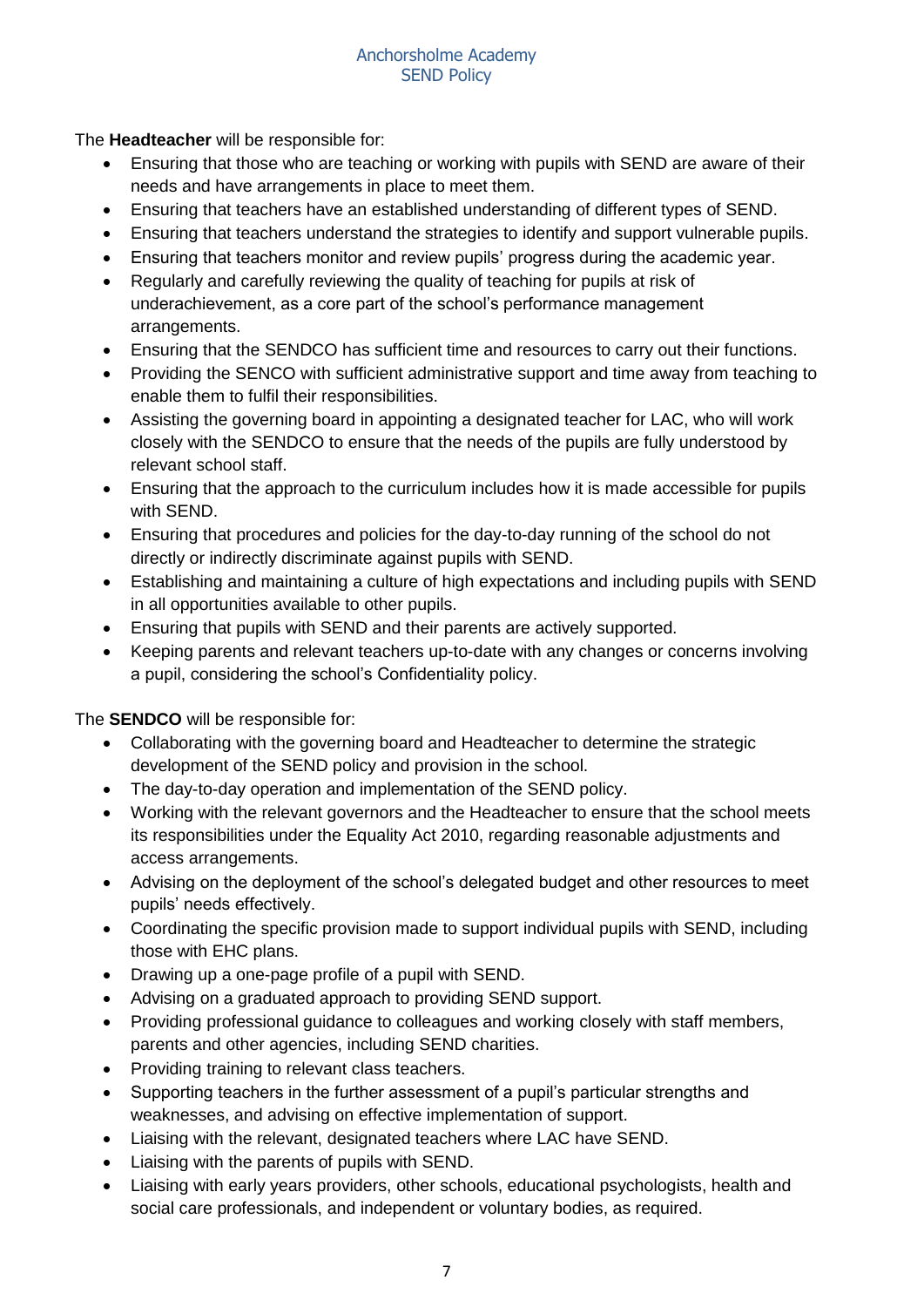The **Headteacher** will be responsible for:

- Ensuring that those who are teaching or working with pupils with SEND are aware of their needs and have arrangements in place to meet them.
- Ensuring that teachers have an established understanding of different types of SEND.
- Ensuring that teachers understand the strategies to identify and support vulnerable pupils.
- Ensuring that teachers monitor and review pupils' progress during the academic year.
- Regularly and carefully reviewing the quality of teaching for pupils at risk of underachievement, as a core part of the school's performance management arrangements.
- Ensuring that the SENDCO has sufficient time and resources to carry out their functions.
- Providing the SENCO with sufficient administrative support and time away from teaching to enable them to fulfil their responsibilities.
- Assisting the governing board in appointing a designated teacher for LAC, who will work closely with the SENDCO to ensure that the needs of the pupils are fully understood by relevant school staff.
- Ensuring that the approach to the curriculum includes how it is made accessible for pupils with SEND.
- Ensuring that procedures and policies for the day-to-day running of the school do not directly or indirectly discriminate against pupils with SEND.
- Establishing and maintaining a culture of high expectations and including pupils with SEND in all opportunities available to other pupils.
- Ensuring that pupils with SEND and their parents are actively supported.
- Keeping parents and relevant teachers up-to-date with any changes or concerns involving a pupil, considering the school's Confidentiality policy.

The **SENDCO** will be responsible for:

- Collaborating with the governing board and Headteacher to determine the strategic development of the SEND policy and provision in the school.
- The day-to-day operation and implementation of the SEND policy.
- Working with the relevant governors and the Headteacher to ensure that the school meets its responsibilities under the Equality Act 2010, regarding reasonable adjustments and access arrangements.
- Advising on the deployment of the school's delegated budget and other resources to meet pupils' needs effectively.
- Coordinating the specific provision made to support individual pupils with SEND, including those with EHC plans.
- Drawing up a one-page profile of a pupil with SEND.
- Advising on a graduated approach to providing SEND support.
- Providing professional guidance to colleagues and working closely with staff members, parents and other agencies, including SEND charities.
- Providing training to relevant class teachers.
- Supporting teachers in the further assessment of a pupil's particular strengths and weaknesses, and advising on effective implementation of support.
- Liaising with the relevant, designated teachers where LAC have SEND.
- Liaising with the parents of pupils with SEND.
- Liaising with early years providers, other schools, educational psychologists, health and social care professionals, and independent or voluntary bodies, as required.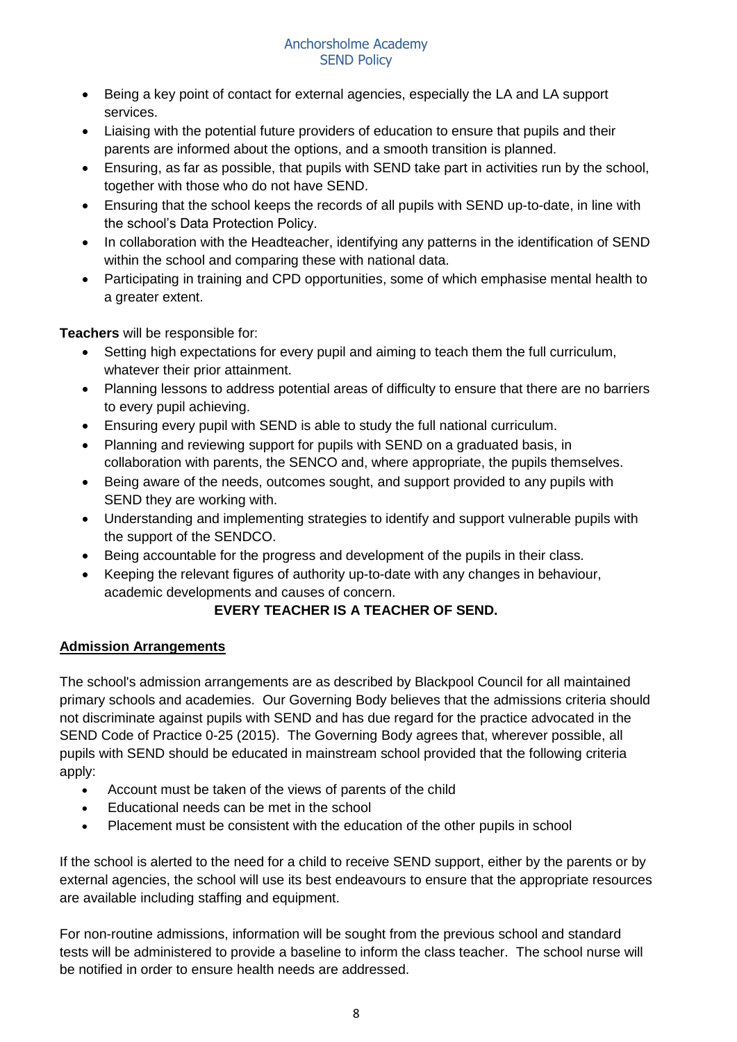- Being a key point of contact for external agencies, especially the LA and LA support services.
- Liaising with the potential future providers of education to ensure that pupils and their parents are informed about the options, and a smooth transition is planned.
- Ensuring, as far as possible, that pupils with SEND take part in activities run by the school, together with those who do not have SEND.
- Ensuring that the school keeps the records of all pupils with SEND up-to-date, in line with the school's Data Protection Policy.
- In collaboration with the Headteacher, identifying any patterns in the identification of SEND within the school and comparing these with national data.
- Participating in training and CPD opportunities, some of which emphasise mental health to a greater extent.

**Teachers** will be responsible for:

- Setting high expectations for every pupil and aiming to teach them the full curriculum, whatever their prior attainment.
- Planning lessons to address potential areas of difficulty to ensure that there are no barriers to every pupil achieving.
- Ensuring every pupil with SEND is able to study the full national curriculum.
- Planning and reviewing support for pupils with SEND on a graduated basis, in collaboration with parents, the SENCO and, where appropriate, the pupils themselves.
- Being aware of the needs, outcomes sought, and support provided to any pupils with SEND they are working with.
- Understanding and implementing strategies to identify and support vulnerable pupils with the support of the SENDCO.
- Being accountable for the progress and development of the pupils in their class.
- Keeping the relevant figures of authority up-to-date with any changes in behaviour, academic developments and causes of concern.

**EVERY TEACHER IS A TEACHER OF SEND.**

## Admission Arrangements

The school's admission arrangements are as described by Blackpool Council for all maintained primary schools and academies. Our Governing Body believes that the admissions criteria should not discriminate against pupils with SEND and has due regard for the practice advocated in the SEND Code of Practice 0-25 (2015). The Governing Body agrees that, wherever possible, all pupils with SEND should be educated in mainstream school provided that the following criteria apply:

- Account must be taken of the views of parents of the child
- Educational needs can be met in the school
- Placement must be consistent with the education of the other pupils in school

If the school is alerted to the need for a child to receive SEND support, either by the parents or by external agencies, the school will use its best endeavours to ensure that the appropriate resources are available including staffing and equipment.

For non-routine admissions, information will be sought from the previous school and standard tests will be administered to provide a baseline to inform the class teacher. The school nurse will be notified in order to ensure health needs are addressed.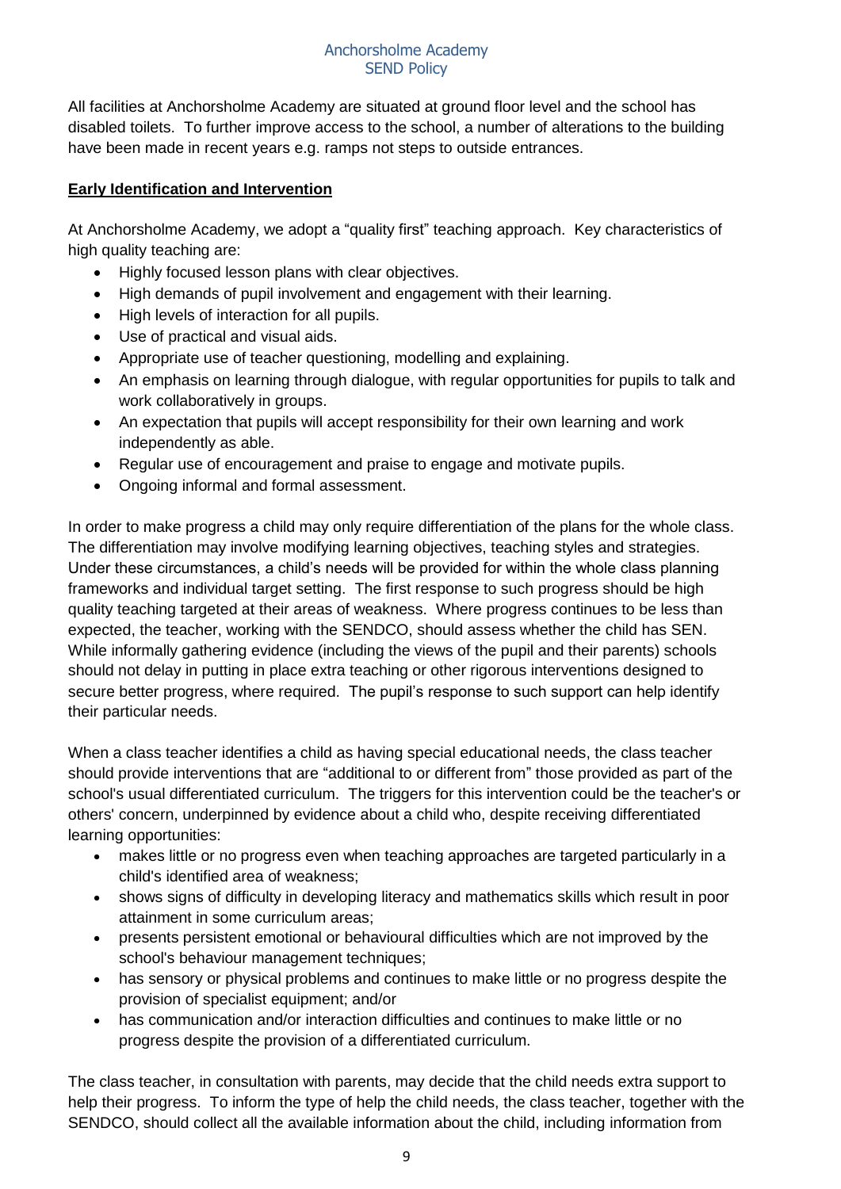All facilities at Anchorsholme Academy are situated at ground floor level and the school has disabled toilets. To further improve access to the school, a number of alterations to the building have been made in recent years e.g. ramps not steps to outside entrances.

## **Early Identification and Intervention**

At Anchorsholme Academy, we adopt a "quality first" teaching approach. Key characteristics of high quality teaching are:

- Highly focused lesson plans with clear objectives.
- High demands of pupil involvement and engagement with their learning.
- High levels of interaction for all pupils.
- Use of practical and visual aids.
- Appropriate use of teacher questioning, modelling and explaining.
- An emphasis on learning through dialogue, with regular opportunities for pupils to talk and work collaboratively in groups.
- An expectation that pupils will accept responsibility for their own learning and work independently as able.
- Regular use of encouragement and praise to engage and motivate pupils.
- Ongoing informal and formal assessment.

In order to make progress a child may only require differentiation of the plans for the whole class. The differentiation may involve modifying learning objectives, teaching styles and strategies. Under these circumstances, a child's needs will be provided for within the whole class planning frameworks and individual target setting. The first response to such progress should be high quality teaching targeted at their areas of weakness. Where progress continues to be less than expected, the teacher, working with the SENDCO, should assess whether the child has SEN. While informally gathering evidence (including the views of the pupil and their parents) schools should not delay in putting in place extra teaching or other rigorous interventions designed to secure better progress, where required. The pupil's response to such support can help identify their particular needs.

When a class teacher identifies a child as having special educational needs, the class teacher should provide interventions that are "additional to or different from" those provided as part of the school's usual differentiated curriculum. The triggers for this intervention could be the teacher's or others' concern, underpinned by evidence about a child who, despite receiving differentiated learning opportunities:

- makes little or no progress even when teaching approaches are targeted particularly in a child's identified area of weakness;
- shows signs of difficulty in developing literacy and mathematics skills which result in poor attainment in some curriculum areas;
- presents persistent emotional or behavioural difficulties which are not improved by the school's behaviour management techniques;
- has sensory or physical problems and continues to make little or no progress despite the provision of specialist equipment; and/or
- has communication and/or interaction difficulties and continues to make little or no progress despite the provision of a differentiated curriculum.

The class teacher, in consultation with parents, may decide that the child needs extra support to help their progress. To inform the type of help the child needs, the class teacher, together with the SENDCO, should collect all the available information about the child, including information from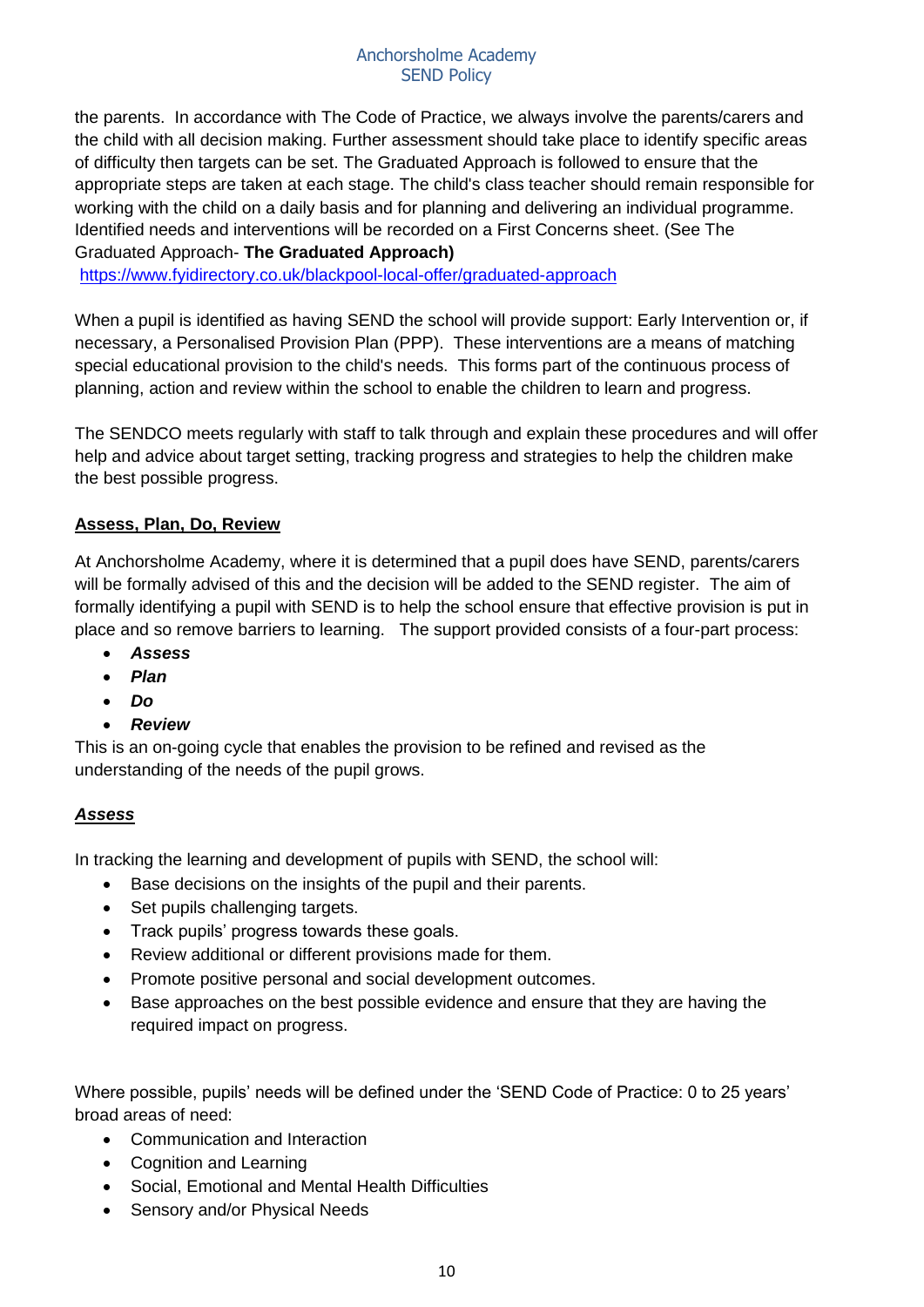the parents. In accordance with The Code of Practice, we always involve the parents/carers and the child with all decision making. Further assessment should take place to identify specific areas of difficulty then targets can be set. The Graduated Approach is followed to ensure that the appropriate steps are taken at each stage. The child's class teacher should remain responsible for working with the child on a daily basis and for planning and delivering an individual programme. Identified needs and interventions will be recorded on a First Concerns sheet. (See The Graduated Approach- **The Graduated Approach)**
https://www.fyidirectory.co.uk/blackpool-local-offer/graduated-approach

When a pupil is identified as having SEND the school will provide support: Early Intervention or, if necessary, a Personalised Provision Plan (PPP). These interventions are a means of matching special educational provision to the child's needs. This forms part of the continuous process of planning, action and review within the school to enable the children to learn and progress.

The SENDCO meets regularly with staff to talk through and explain these procedures and will offer help and advice about target setting, tracking progress and strategies to help the children make the best possible progress.

## Assess, Plan, Do, Review

At Anchorsholme Academy, where it is determined that a pupil does have SEND, parents/carers will be formally advised of this and the decision will be added to the SEND register. The aim of formally identifying a pupil with SEND is to help the school ensure that effective provision is put in place and so remove barriers to learning. The support provided consists of a four-part process:

- ***Assess***
- ***Plan***
- ***Do***
- ***Review***

This is an on-going cycle that enables the provision to be refined and revised as the understanding of the needs of the pupil grows.

### *Assess*

In tracking the learning and development of pupils with SEND, the school will:

- Base decisions on the insights of the pupil and their parents.
- Set pupils challenging targets.
- Track pupils' progress towards these goals.
- Review additional or different provisions made for them.
- Promote positive personal and social development outcomes.
- Base approaches on the best possible evidence and ensure that they are having the required impact on progress.

Where possible, pupils' needs will be defined under the 'SEND Code of Practice: 0 to 25 years' broad areas of need:

- Communication and Interaction
- Cognition and Learning
- Social, Emotional and Mental Health Difficulties
- Sensory and/or Physical Needs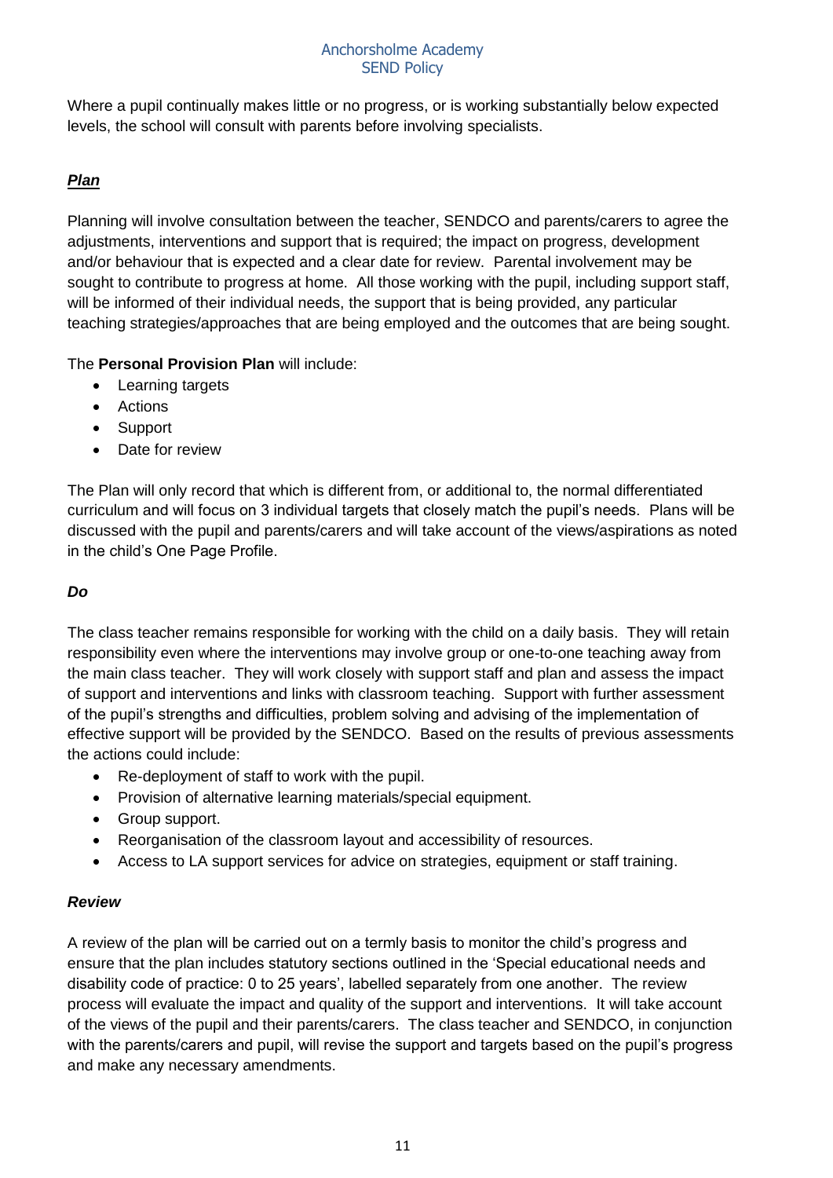Where a pupil continually makes little or no progress, or is working substantially below expected levels, the school will consult with parents before involving specialists.

***Plan***

Planning will involve consultation between the teacher, SENDCO and parents/carers to agree the adjustments, interventions and support that is required; the impact on progress, development and/or behaviour that is expected and a clear date for review. Parental involvement may be sought to contribute to progress at home. All those working with the pupil, including support staff, will be informed of their individual needs, the support that is being provided, any particular teaching strategies/approaches that are being employed and the outcomes that are being sought.

The **Personal Provision Plan** will include:

- Learning targets
- Actions
- Support
- Date for review

The Plan will only record that which is different from, or additional to, the normal differentiated curriculum and will focus on 3 individual targets that closely match the pupil's needs. Plans will be discussed with the pupil and parents/carers and will take account of the views/aspirations as noted in the child's One Page Profile.

***Do***

The class teacher remains responsible for working with the child on a daily basis. They will retain responsibility even where the interventions may involve group or one-to-one teaching away from the main class teacher. They will work closely with support staff and plan and assess the impact of support and interventions and links with classroom teaching. Support with further assessment of the pupil's strengths and difficulties, problem solving and advising of the implementation of effective support will be provided by the SENDCO. Based on the results of previous assessments the actions could include:

- Re-deployment of staff to work with the pupil.
- Provision of alternative learning materials/special equipment.
- Group support.
- Reorganisation of the classroom layout and accessibility of resources.
- Access to LA support services for advice on strategies, equipment or staff training.

***Review***

A review of the plan will be carried out on a termly basis to monitor the child's progress and ensure that the plan includes statutory sections outlined in the 'Special educational needs and disability code of practice: 0 to 25 years', labelled separately from one another. The review process will evaluate the impact and quality of the support and interventions. It will take account of the views of the pupil and their parents/carers. The class teacher and SENDCO, in conjunction with the parents/carers and pupil, will revise the support and targets based on the pupil's progress and make any necessary amendments.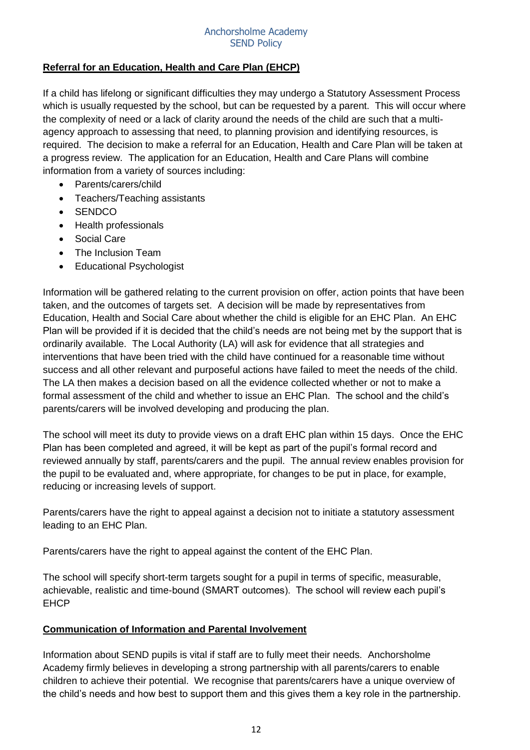## Referral for an Education, Health and Care Plan (EHCP)

If a child has lifelong or significant difficulties they may undergo a Statutory Assessment Process which is usually requested by the school, but can be requested by a parent. This will occur where the complexity of need or a lack of clarity around the needs of the child are such that a multi-agency approach to assessing that need, to planning provision and identifying resources, is required. The decision to make a referral for an Education, Health and Care Plan will be taken at a progress review. The application for an Education, Health and Care Plans will combine information from a variety of sources including:

- Parents/carers/child
- Teachers/Teaching assistants
- SENDCO
- Health professionals
- Social Care
- The Inclusion Team
- Educational Psychologist

Information will be gathered relating to the current provision on offer, action points that have been taken, and the outcomes of targets set. A decision will be made by representatives from Education, Health and Social Care about whether the child is eligible for an EHC Plan. An EHC Plan will be provided if it is decided that the child's needs are not being met by the support that is ordinarily available. The Local Authority (LA) will ask for evidence that all strategies and interventions that have been tried with the child have continued for a reasonable time without success and all other relevant and purposeful actions have failed to meet the needs of the child. The LA then makes a decision based on all the evidence collected whether or not to make a formal assessment of the child and whether to issue an EHC Plan. The school and the child's parents/carers will be involved developing and producing the plan.

The school will meet its duty to provide views on a draft EHC plan within 15 days. Once the EHC Plan has been completed and agreed, it will be kept as part of the pupil's formal record and reviewed annually by staff, parents/carers and the pupil. The annual review enables provision for the pupil to be evaluated and, where appropriate, for changes to be put in place, for example, reducing or increasing levels of support.

Parents/carers have the right to appeal against a decision not to initiate a statutory assessment leading to an EHC Plan.

Parents/carers have the right to appeal against the content of the EHC Plan.

The school will specify short-term targets sought for a pupil in terms of specific, measurable, achievable, realistic and time-bound (SMART outcomes). The school will review each pupil's EHCP

## Communication of Information and Parental Involvement

Information about SEND pupils is vital if staff are to fully meet their needs. Anchorsholme Academy firmly believes in developing a strong partnership with all parents/carers to enable children to achieve their potential. We recognise that parents/carers have a unique overview of the child's needs and how best to support them and this gives them a key role in the partnership.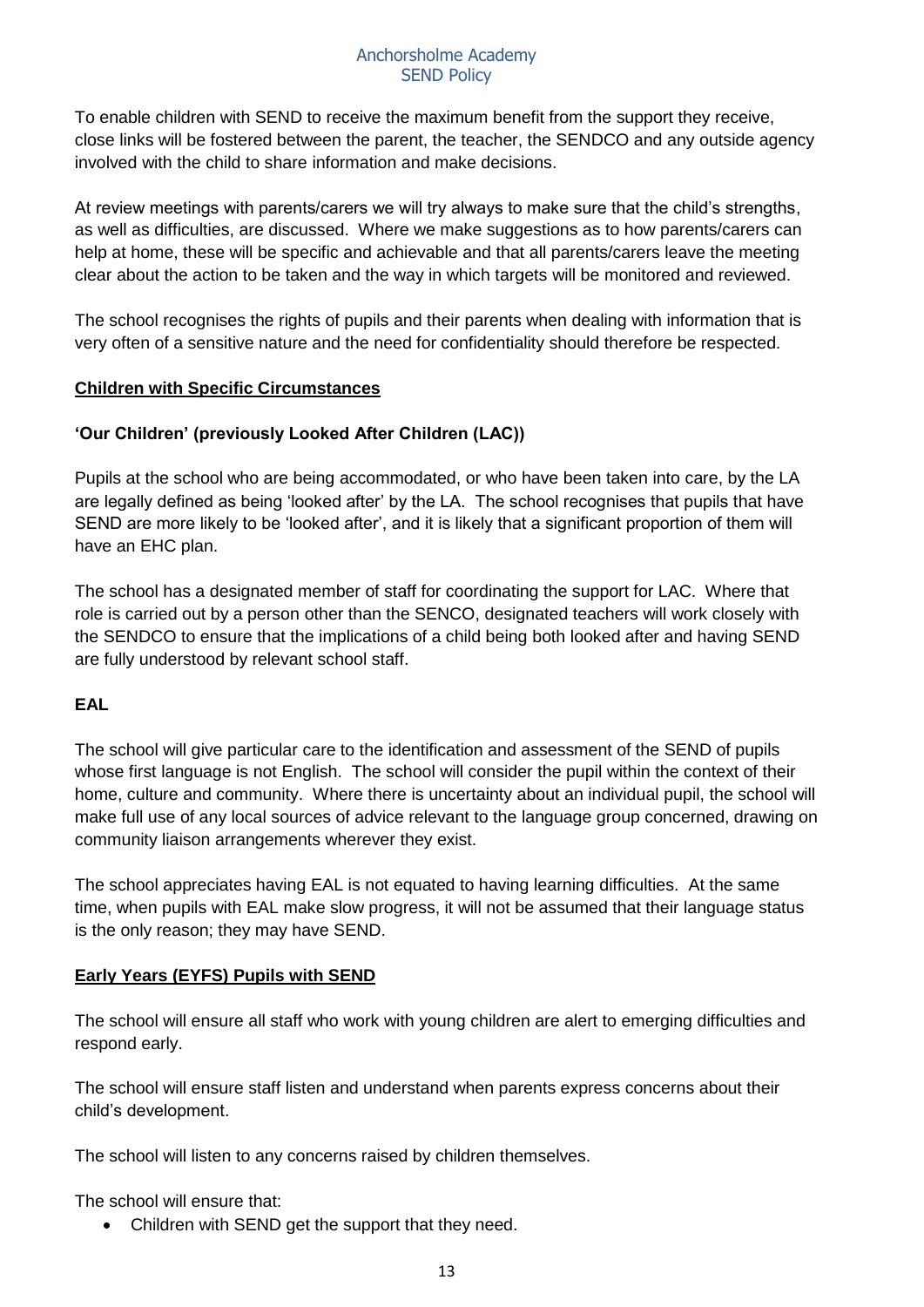To enable children with SEND to receive the maximum benefit from the support they receive, close links will be fostered between the parent, the teacher, the SENDCO and any outside agency involved with the child to share information and make decisions.

At review meetings with parents/carers we will try always to make sure that the child's strengths, as well as difficulties, are discussed. Where we make suggestions as to how parents/carers can help at home, these will be specific and achievable and that all parents/carers leave the meeting clear about the action to be taken and the way in which targets will be monitored and reviewed.

The school recognises the rights of pupils and their parents when dealing with information that is very often of a sensitive nature and the need for confidentiality should therefore be respected.

## Children with Specific Circumstances

### 'Our Children' (previously Looked After Children (LAC))

Pupils at the school who are being accommodated, or who have been taken into care, by the LA are legally defined as being 'looked after' by the LA. The school recognises that pupils that have SEND are more likely to be 'looked after', and it is likely that a significant proportion of them will have an EHC plan.

The school has a designated member of staff for coordinating the support for LAC. Where that role is carried out by a person other than the SENCO, designated teachers will work closely with the SENDCO to ensure that the implications of a child being both looked after and having SEND are fully understood by relevant school staff.

### EAL

The school will give particular care to the identification and assessment of the SEND of pupils whose first language is not English. The school will consider the pupil within the context of their home, culture and community. Where there is uncertainty about an individual pupil, the school will make full use of any local sources of advice relevant to the language group concerned, drawing on community liaison arrangements wherever they exist.

The school appreciates having EAL is not equated to having learning difficulties. At the same time, when pupils with EAL make slow progress, it will not be assumed that their language status is the only reason; they may have SEND.

## Early Years (EYFS) Pupils with SEND

The school will ensure all staff who work with young children are alert to emerging difficulties and respond early.

The school will ensure staff listen and understand when parents express concerns about their child's development.

The school will listen to any concerns raised by children themselves.

The school will ensure that:

- Children with SEND get the support that they need.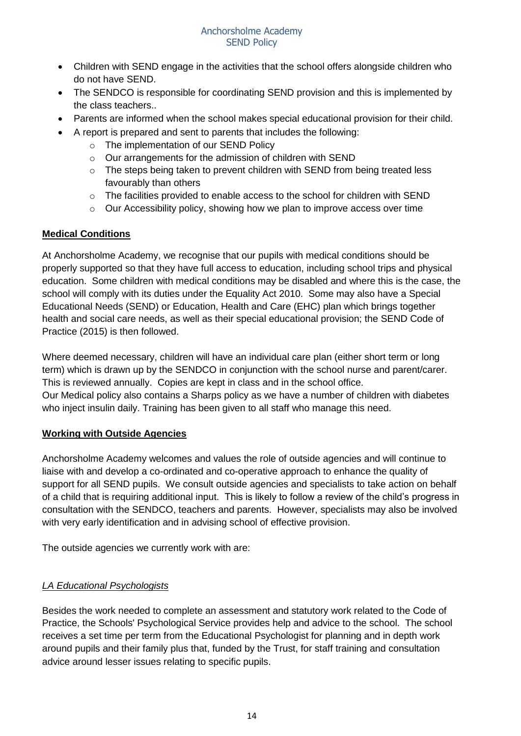- Children with SEND engage in the activities that the school offers alongside children who do not have SEND.
- The SENDCO is responsible for coordinating SEND provision and this is implemented by the class teachers..
- Parents are informed when the school makes special educational provision for their child.
- A report is prepared and sent to parents that includes the following:
    - The implementation of our SEND Policy
    - Our arrangements for the admission of children with SEND
    - The steps being taken to prevent children with SEND from being treated less favourably than others
    - The facilities provided to enable access to the school for children with SEND
    - Our Accessibility policy, showing how we plan to improve access over time

## **Medical Conditions**

At Anchorsholme Academy, we recognise that our pupils with medical conditions should be properly supported so that they have full access to education, including school trips and physical education. Some children with medical conditions may be disabled and where this is the case, the school will comply with its duties under the Equality Act 2010. Some may also have a Special Educational Needs (SEND) or Education, Health and Care (EHC) plan which brings together health and social care needs, as well as their special educational provision; the SEND Code of Practice (2015) is then followed.

Where deemed necessary, children will have an individual care plan (either short term or long term) which is drawn up by the SENDCO in conjunction with the school nurse and parent/carer. This is reviewed annually. Copies are kept in class and in the school office.
Our Medical policy also contains a Sharps policy as we have a number of children with diabetes who inject insulin daily. Training has been given to all staff who manage this need.

## **Working with Outside Agencies**

Anchorsholme Academy welcomes and values the role of outside agencies and will continue to liaise with and develop a co-ordinated and co-operative approach to enhance the quality of support for all SEND pupils. We consult outside agencies and specialists to take action on behalf of a child that is requiring additional input. This is likely to follow a review of the child's progress in consultation with the SENDCO, teachers and parents. However, specialists may also be involved with very early identification and in advising school of effective provision.

The outside agencies we currently work with are:

### *LA Educational Psychologists*

Besides the work needed to complete an assessment and statutory work related to the Code of Practice, the Schools' Psychological Service provides help and advice to the school. The school receives a set time per term from the Educational Psychologist for planning and in depth work around pupils and their family plus that, funded by the Trust, for staff training and consultation advice around lesser issues relating to specific pupils.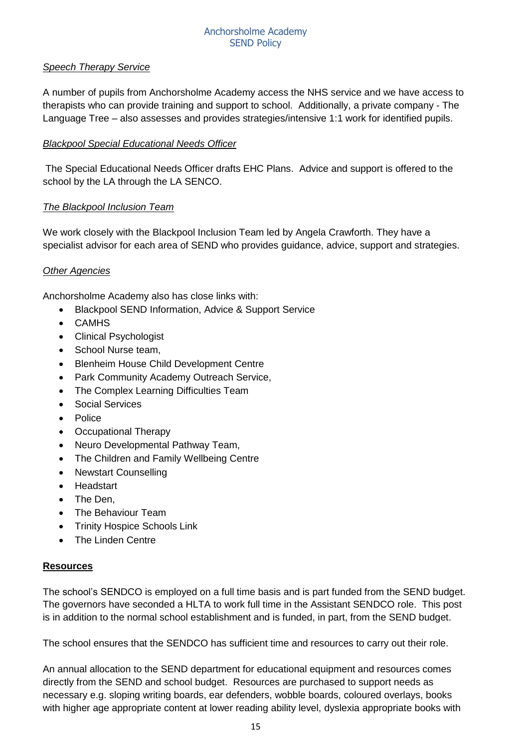*Speech Therapy Service*

A number of pupils from Anchorsholme Academy access the NHS service and we have access to therapists who can provide training and support to school. Additionally, a private company - The Language Tree – also assesses and provides strategies/intensive 1:1 work for identified pupils.

*Blackpool Special Educational Needs Officer*

The Special Educational Needs Officer drafts EHC Plans. Advice and support is offered to the school by the LA through the LA SENCO.

*The Blackpool Inclusion Team*

We work closely with the Blackpool Inclusion Team led by Angela Crawforth. They have a specialist advisor for each area of SEND who provides guidance, advice, support and strategies.

*Other Agencies*

Anchorsholme Academy also has close links with:

- Blackpool SEND Information, Advice & Support Service
- CAMHS
- Clinical Psychologist
- School Nurse team,
- Blenheim House Child Development Centre
- Park Community Academy Outreach Service,
- The Complex Learning Difficulties Team
- Social Services
- Police
- Occupational Therapy
- Neuro Developmental Pathway Team,
- The Children and Family Wellbeing Centre
- Newstart Counselling
- Headstart
- The Den,
- The Behaviour Team
- Trinity Hospice Schools Link
- The Linden Centre

**Resources**

The school's SENDCO is employed on a full time basis and is part funded from the SEND budget. The governors have seconded a HLTA to work full time in the Assistant SENDCO role. This post is in addition to the normal school establishment and is funded, in part, from the SEND budget.

The school ensures that the SENDCO has sufficient time and resources to carry out their role.

An annual allocation to the SEND department for educational equipment and resources comes directly from the SEND and school budget. Resources are purchased to support needs as necessary e.g. sloping writing boards, ear defenders, wobble boards, coloured overlays, books with higher age appropriate content at lower reading ability level, dyslexia appropriate books with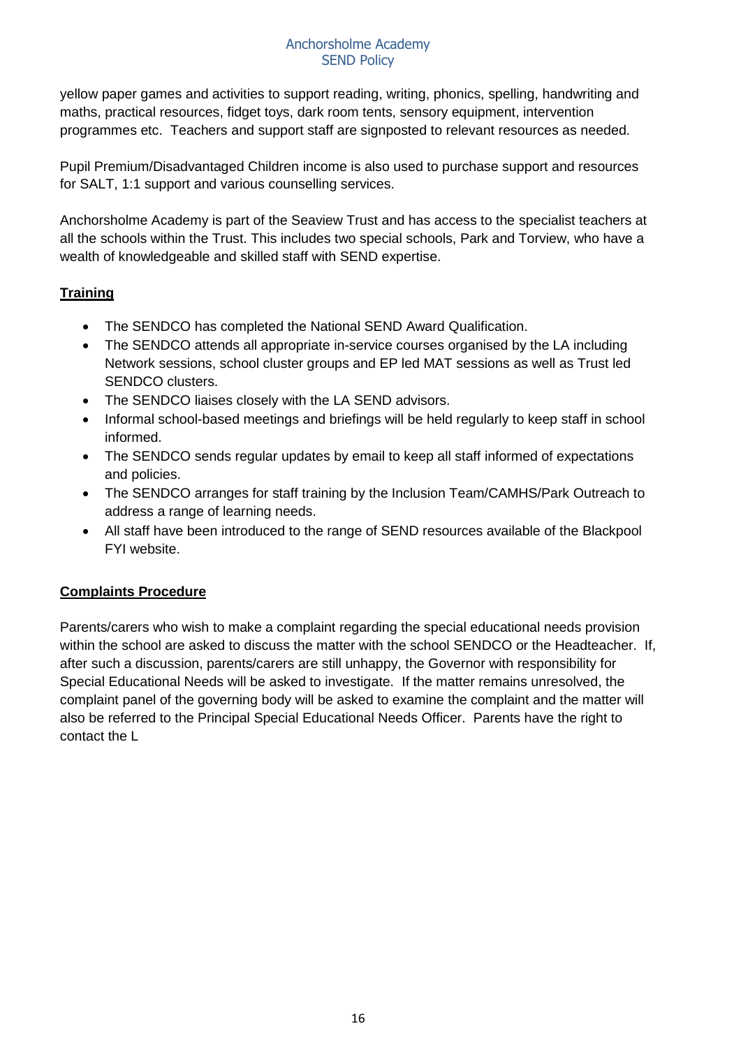yellow paper games and activities to support reading, writing, phonics, spelling, handwriting and maths, practical resources, fidget toys, dark room tents, sensory equipment, intervention programmes etc. Teachers and support staff are signposted to relevant resources as needed.

Pupil Premium/Disadvantaged Children income is also used to purchase support and resources for SALT, 1:1 support and various counselling services.

Anchorsholme Academy is part of the Seaview Trust and has access to the specialist teachers at all the schools within the Trust. This includes two special schools, Park and Torview, who have a wealth of knowledgeable and skilled staff with SEND expertise.

## Training

- The SENDCO has completed the National SEND Award Qualification.
- The SENDCO attends all appropriate in-service courses organised by the LA including Network sessions, school cluster groups and EP led MAT sessions as well as Trust led SENDCO clusters.
- The SENDCO liaises closely with the LA SEND advisors.
- Informal school-based meetings and briefings will be held regularly to keep staff in school informed.
- The SENDCO sends regular updates by email to keep all staff informed of expectations and policies.
- The SENDCO arranges for staff training by the Inclusion Team/CAMHS/Park Outreach to address a range of learning needs.
- All staff have been introduced to the range of SEND resources available of the Blackpool FYI website.

## Complaints Procedure

Parents/carers who wish to make a complaint regarding the special educational needs provision within the school are asked to discuss the matter with the school SENDCO or the Headteacher. If, after such a discussion, parents/carers are still unhappy, the Governor with responsibility for Special Educational Needs will be asked to investigate. If the matter remains unresolved, the complaint panel of the governing body will be asked to examine the complaint and the matter will also be referred to the Principal Special Educational Needs Officer. Parents have the right to contact the L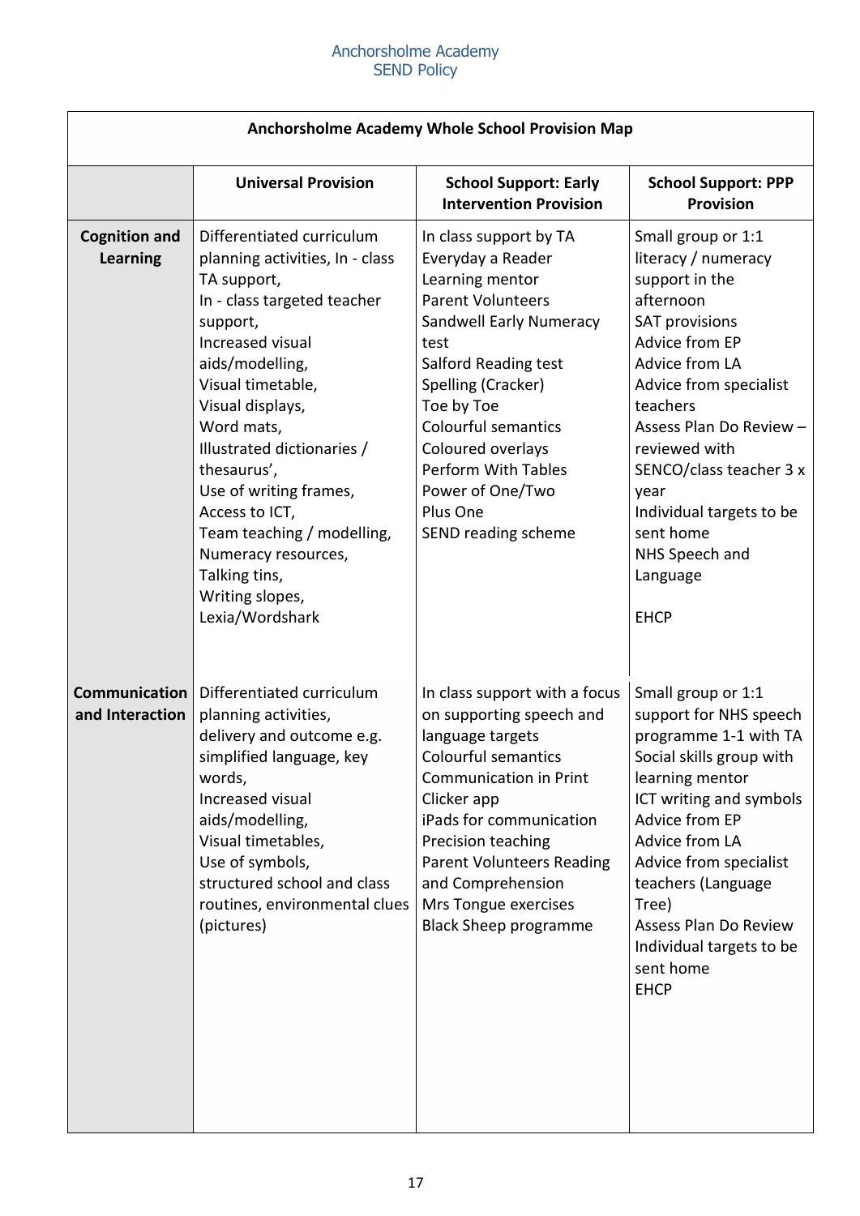| Anchorsholme Academy Whole School Provision Map | | | |
|---|---|---|---|
| | **Universal Provision** | **School Support: Early Intervention Provision** | **School Support: PPP Provision** |
| **Cognition and Learning** | Differentiated curriculum planning activities, In - class TA support,<br>In - class targeted teacher support,<br>Increased visual aids/modelling,<br>Visual timetable,<br>Visual displays,<br>Word mats,<br>Illustrated dictionaries / thesaurus',<br>Use of writing frames,<br>Access to ICT,<br>Team teaching / modelling,<br>Numeracy resources,<br>Talking tins,<br>Writing slopes,<br>Lexia/Wordshark | In class support by TA<br>Everyday a Reader<br>Learning mentor<br>Parent Volunteers<br>Sandwell Early Numeracy test<br>Salford Reading test<br>Spelling (Cracker)<br>Toe by Toe<br>Colourful semantics<br>Coloured overlays<br>Perform With Tables<br>Power of One/Two<br>Plus One<br>SEND reading scheme | Small group or 1:1 literacy / numeracy support in the afternoon<br>SAT provisions<br>Advice from EP<br>Advice from LA<br>Advice from specialist teachers<br>Assess Plan Do Review – reviewed with SENCO/class teacher 3 x year<br>Individual targets to be sent home<br>NHS Speech and Language<br><br>EHCP |
| **Communication and Interaction** | Differentiated curriculum planning activities, delivery and outcome e.g. simplified language, key words,<br>Increased visual aids/modelling,<br>Visual timetables,<br>Use of symbols,<br>structured school and class routines, environmental clues (pictures) | In class support with a focus on supporting speech and language targets<br>Colourful semantics<br>Communication in Print<br>Clicker app<br>iPads for communication<br>Precision teaching<br>Parent Volunteers Reading and Comprehension<br>Mrs Tongue exercises<br>Black Sheep programme | Small group or 1:1 support for NHS speech programme 1-1 with TA<br>Social skills group with learning mentor<br>ICT writing and symbols<br>Advice from EP<br>Advice from LA<br>Advice from specialist teachers (Language Tree)<br>Assess Plan Do Review<br>Individual targets to be sent home<br>EHCP |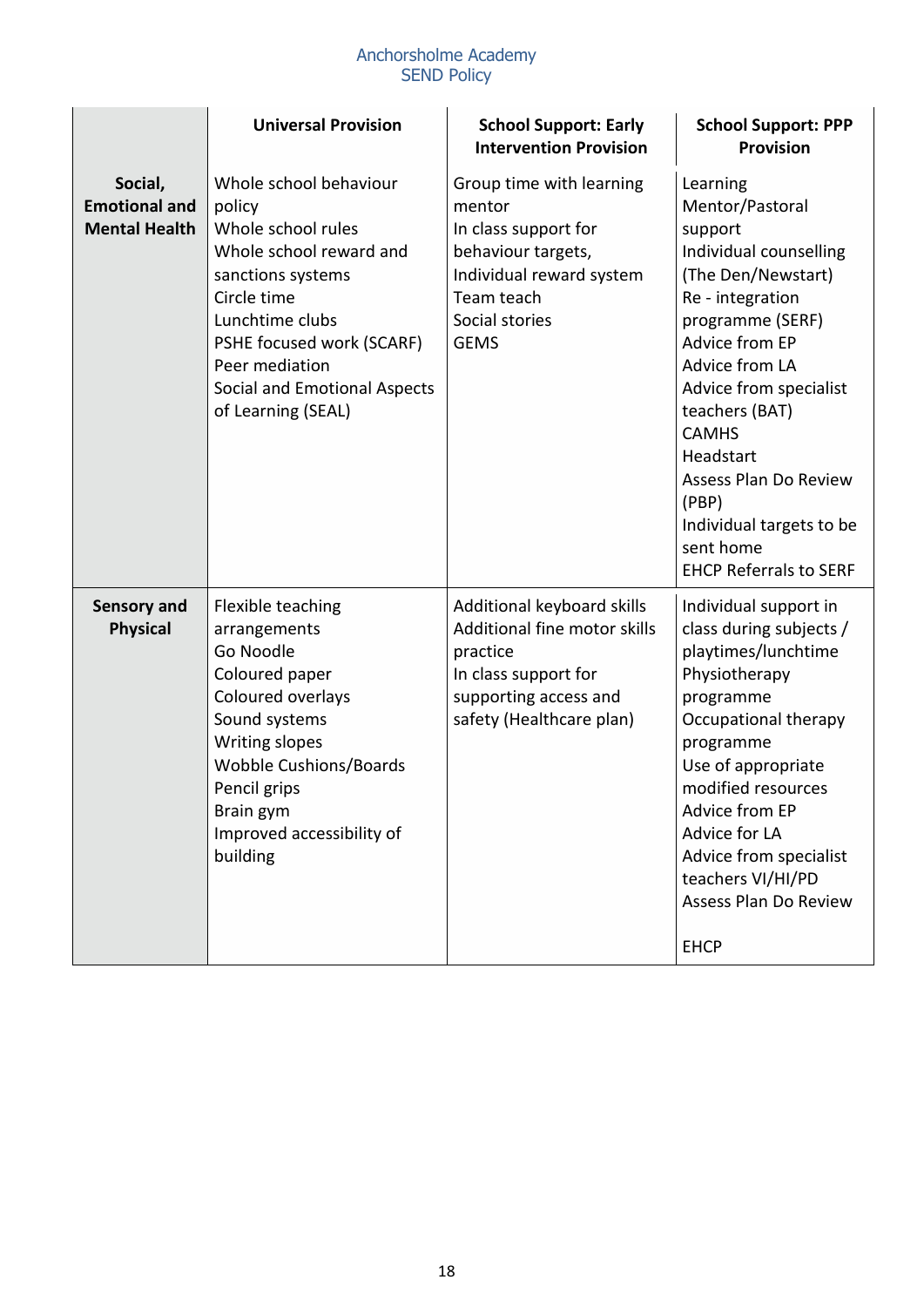| | Universal Provision | School Support: Early Intervention Provision | School Support: PPP Provision |
|---|---|---|---|
| **Social, Emotional and Mental Health** | Whole school behaviour policy<br>Whole school rules<br>Whole school reward and sanctions systems<br>Circle time<br>Lunchtime clubs<br>PSHE focused work (SCARF)<br>Peer mediation<br>Social and Emotional Aspects of Learning (SEAL) | Group time with learning mentor<br>In class support for behaviour targets,<br>Individual reward system<br>Team teach<br>Social stories<br>GEMS | Learning Mentor/Pastoral support<br>Individual counselling (The Den/Newstart)<br>Re - integration programme (SERF)<br>Advice from EP<br>Advice from LA<br>Advice from specialist teachers (BAT)<br>CAMHS<br>Headstart<br>Assess Plan Do Review (PBP)<br>Individual targets to be sent home<br>EHCP Referrals to SERF |
| **Sensory and Physical** | Flexible teaching arrangements<br>Go Noodle<br>Coloured paper<br>Coloured overlays<br>Sound systems<br>Writing slopes<br>Wobble Cushions/Boards<br>Pencil grips<br>Brain gym<br>Improved accessibility of building | Additional keyboard skills<br>Additional fine motor skills practice<br>In class support for supporting access and safety (Healthcare plan) | Individual support in class during subjects / playtimes/lunchtime<br>Physiotherapy programme<br>Occupational therapy programme<br>Use of appropriate modified resources<br>Advice from EP<br>Advice for LA<br>Advice from specialist teachers VI/HI/PD<br>Assess Plan Do Review<br><br>EHCP |